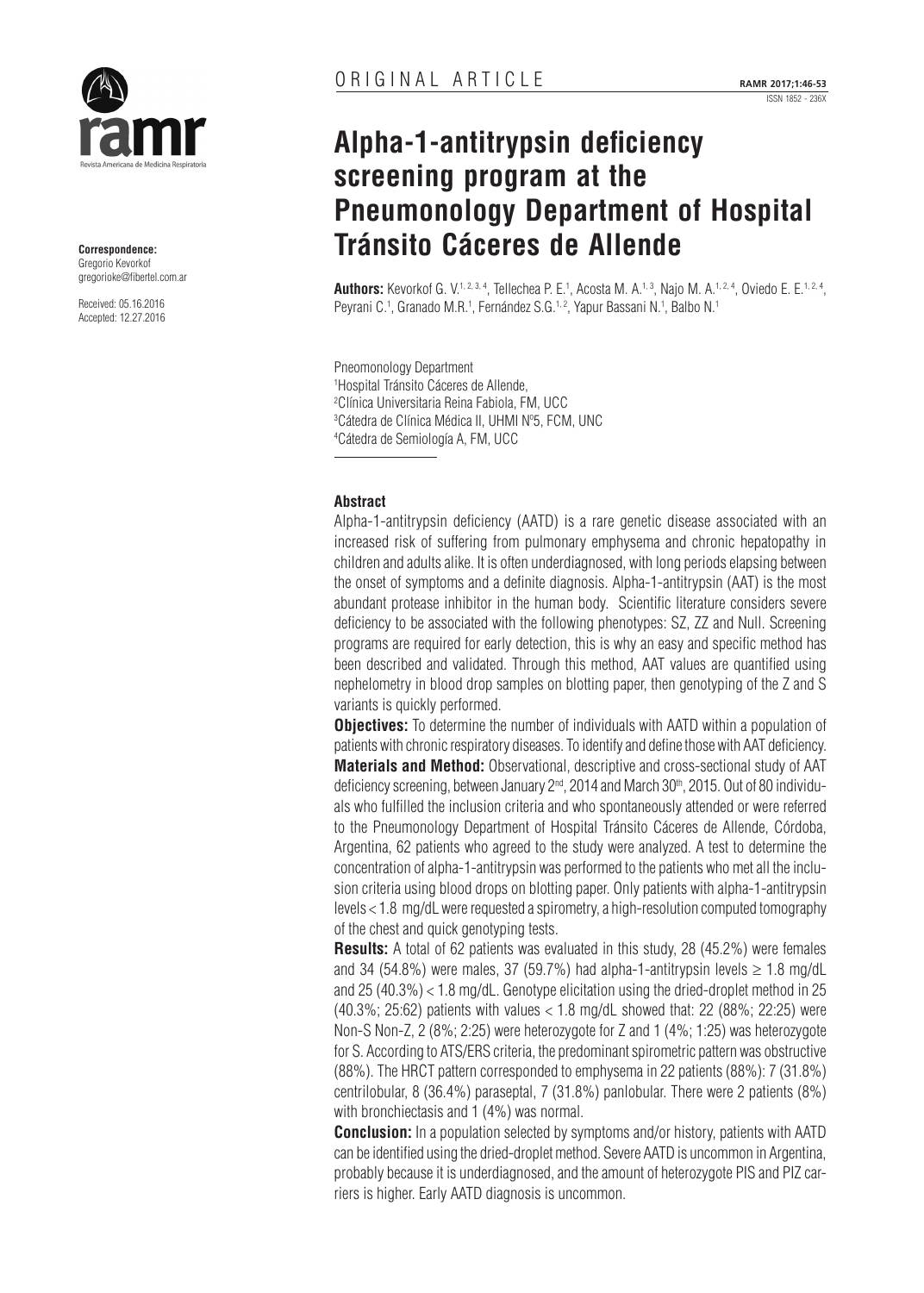ORIGINAL ARTICLE

# Alpha-1-antitrypsin deficiency screening program at the Pneumonology Department of Hospital Tránsito Cáceres de Allende

**Correspondence:**
Gregorio Kevorkof
gregorioke@fibertel.com.ar

Received: 05.16.2016
Accepted: 12.27.2016

**Authors:** Kevorkof G. V.[1, 2, 3, 4], Tellechea P. E.[1], Acosta M. A.[1, 3], Najo M. A.[1, 2, 4], Oviedo E. E.[1, 2, 4], Peyrani C.[1], Granado M.R.[1], Fernández S.G.[1, 2], Yapur Bassani N.[1], Balbo N.[1]

Pneomonology Department
[1]Hospital Tránsito Cáceres de Allende,
[2]Clínica Universitaria Reina Fabiola, FM, UCC
[3]Cátedra de Clínica Médica II, UHMI Nº5, FCM, UNC
[4]Cátedra de Semiología A, FM, UCC

### Abstract

Alpha-1-antitrypsin deficiency (AATD) is a rare genetic disease associated with an increased risk of suffering from pulmonary emphysema and chronic hepatopathy in children and adults alike. It is often underdiagnosed, with long periods elapsing between the onset of symptoms and a definite diagnosis. Alpha-1-antitrypsin (AAT) is the most abundant protease inhibitor in the human body. Scientific literature considers severe deficiency to be associated with the following phenotypes: SZ, ZZ and Null. Screening programs are required for early detection, this is why an easy and specific method has been described and validated. Through this method, AAT values are quantified using nephelometry in blood drop samples on blotting paper, then genotyping of the Z and S variants is quickly performed.

**Objectives:** To determine the number of individuals with AATD within a population of patients with chronic respiratory diseases. To identify and define those with AAT deficiency.

**Materials and Method:** Observational, descriptive and cross-sectional study of AAT deficiency screening, between January 2nd, 2014 and March 30th, 2015. Out of 80 individuals who fulfilled the inclusion criteria and who spontaneously attended or were referred to the Pneumonology Department of Hospital Tránsito Cáceres de Allende, Córdoba, Argentina, 62 patients who agreed to the study were analyzed. A test to determine the concentration of alpha-1-antitrypsin was performed to the patients who met all the inclusion criteria using blood drops on blotting paper. Only patients with alpha-1-antitrypsin levels < 1.8 mg/dL were requested a spirometry, a high-resolution computed tomography of the chest and quick genotyping tests.

**Results:** A total of 62 patients was evaluated in this study, 28 (45.2%) were females and 34 (54.8%) were males, 37 (59.7%) had alpha-1-antitrypsin levels ≥ 1.8 mg/dL and 25 (40.3%) < 1.8 mg/dL. Genotype elicitation using the dried-droplet method in 25 (40.3%; 25:62) patients with values < 1.8 mg/dL showed that: 22 (88%; 22:25) were Non-S Non-Z, 2 (8%; 2:25) were heterozygote for Z and 1 (4%; 1:25) was heterozygote for S. According to ATS/ERS criteria, the predominant spirometric pattern was obstructive (88%). The HRCT pattern corresponded to emphysema in 22 patients (88%): 7 (31.8%) centrilobular, 8 (36.4%) paraseptal, 7 (31.8%) panlobular. There were 2 patients (8%) with bronchiectasis and 1 (4%) was normal.

**Conclusion:** In a population selected by symptoms and/or history, patients with AATD can be identified using the dried-droplet method. Severe AATD is uncommon in Argentina, probably because it is underdiagnosed, and the amount of heterozygote PIS and PIZ carriers is higher. Early AATD diagnosis is uncommon.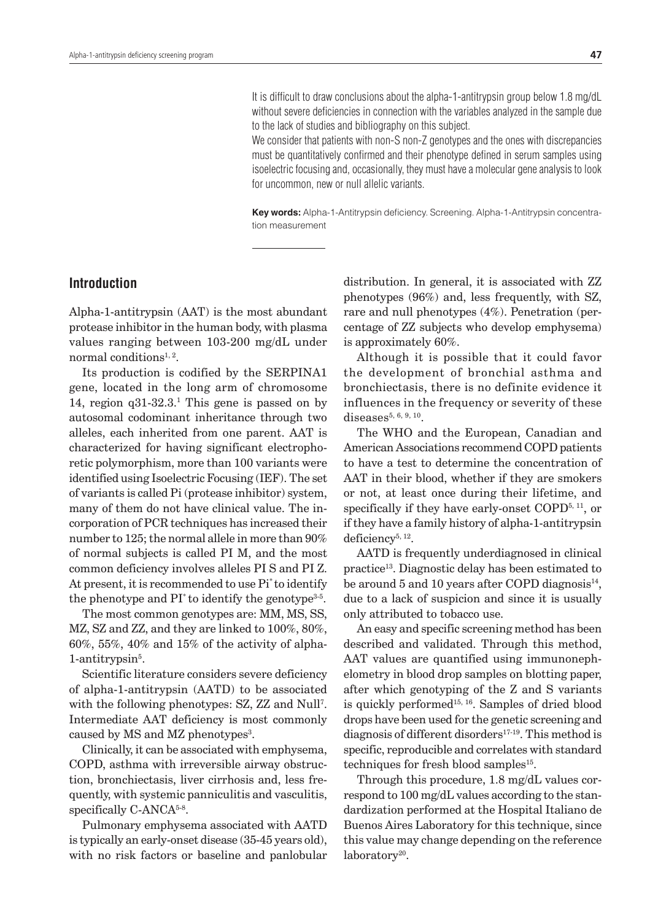It is difficult to draw conclusions about the alpha-1-antitrypsin group below 1.8 mg/dL without severe deficiencies in connection with the variables analyzed in the sample due to the lack of studies and bibliography on this subject.

We consider that patients with non-S non-Z genotypes and the ones with discrepancies must be quantitatively confirmed and their phenotype defined in serum samples using isoelectric focusing and, occasionally, they must have a molecular gene analysis to look for uncommon, new or null allelic variants.

**Key words:** Alpha-1-Antitrypsin deficiency. Screening. Alpha-1-Antitrypsin concentration measurement

## Introduction

Alpha-1-antitrypsin (AAT) is the most abundant protease inhibitor in the human body, with plasma values ranging between 103-200 mg/dL under normal conditions[1, 2].

Its production is codified by the SERPINA1 gene, located in the long arm of chromosome 14, region q31-32.3.[1] This gene is passed on by autosomal codominant inheritance through two alleles, each inherited from one parent. AAT is characterized for having significant electrophoretic polymorphism, more than 100 variants were identified using Isoelectric Focusing (IEF). The set of variants is called Pi (protease inhibitor) system, many of them do not have clinical value. The incorporation of PCR techniques has increased their number to 125; the normal allele in more than 90% of normal subjects is called PI M, and the most common deficiency involves alleles PI S and PI Z. At present, it is recommended to use Pi* to identify the phenotype and PI* to identify the genotype[3-5].

The most common genotypes are: MM, MS, SS, MZ, SZ and ZZ, and they are linked to 100%, 80%, 60%, 55%, 40% and 15% of the activity of alpha-1-antitrypsin[5].

Scientific literature considers severe deficiency of alpha-1-antitrypsin (AATD) to be associated with the following phenotypes: SZ, ZZ and Null[7]. Intermediate AAT deficiency is most commonly caused by MS and MZ phenotypes[3].

Clinically, it can be associated with emphysema, COPD, asthma with irreversible airway obstruction, bronchiectasis, liver cirrhosis and, less frequently, with systemic panniculitis and vasculitis, specifically C-ANCA[5-8].

Pulmonary emphysema associated with AATD is typically an early-onset disease (35-45 years old), with no risk factors or baseline and panlobular distribution. In general, it is associated with ZZ phenotypes (96%) and, less frequently, with SZ, rare and null phenotypes (4%). Penetration (percentage of ZZ subjects who develop emphysema) is approximately 60%.

Although it is possible that it could favor the development of bronchial asthma and bronchiectasis, there is no definite evidence it influences in the frequency or severity of these diseases[5, 6, 9, 10].

The WHO and the European, Canadian and American Associations recommend COPD patients to have a test to determine the concentration of AAT in their blood, whether if they are smokers or not, at least once during their lifetime, and specifically if they have early-onset COPD[5, 11], or if they have a family history of alpha-1-antitrypsin deficiency[5, 12].

AATD is frequently underdiagnosed in clinical practice[13]. Diagnostic delay has been estimated to be around 5 and 10 years after COPD diagnosis[14], due to a lack of suspicion and since it is usually only attributed to tobacco use.

An easy and specific screening method has been described and validated. Through this method, AAT values are quantified using immunonephelometry in blood drop samples on blotting paper, after which genotyping of the Z and S variants is quickly performed[15, 16]. Samples of dried blood drops have been used for the genetic screening and diagnosis of different disorders[17-19]. This method is specific, reproducible and correlates with standard techniques for fresh blood samples[15].

Through this procedure, 1.8 mg/dL values correspond to 100 mg/dL values according to the standardization performed at the Hospital Italiano de Buenos Aires Laboratory for this technique, since this value may change depending on the reference laboratory[20].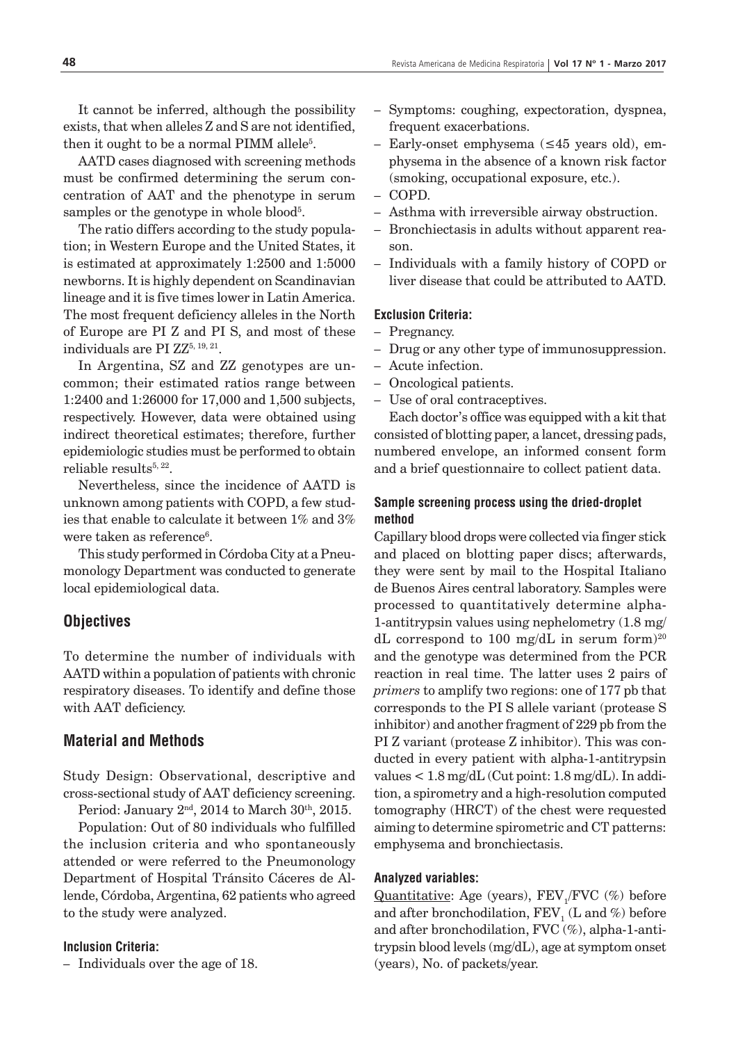It cannot be inferred, although the possibility exists, that when alleles Z and S are not identified, then it ought to be a normal PIMM allele[5].

AATD cases diagnosed with screening methods must be confirmed determining the serum concentration of AAT and the phenotype in serum samples or the genotype in whole blood[5].

The ratio differs according to the study population; in Western Europe and the United States, it is estimated at approximately 1:2500 and 1:5000 newborns. It is highly dependent on Scandinavian lineage and it is five times lower in Latin America. The most frequent deficiency alleles in the North of Europe are PI Z and PI S, and most of these individuals are PI ZZ[5, 19, 21].

In Argentina, SZ and ZZ genotypes are uncommon; their estimated ratios range between 1:2400 and 1:26000 for 17,000 and 1,500 subjects, respectively. However, data were obtained using indirect theoretical estimates; therefore, further epidemiologic studies must be performed to obtain reliable results[5, 22].

Nevertheless, since the incidence of AATD is unknown among patients with COPD, a few studies that enable to calculate it between 1% and 3% were taken as reference[6].

This study performed in Córdoba City at a Pneumonology Department was conducted to generate local epidemiological data.

## Objectives

To determine the number of individuals with AATD within a population of patients with chronic respiratory diseases. To identify and define those with AAT deficiency.

## Material and Methods

Study Design: Observational, descriptive and cross-sectional study of AAT deficiency screening.

Period: January 2nd, 2014 to March 30th, 2015.

Population: Out of 80 individuals who fulfilled the inclusion criteria and who spontaneously attended or were referred to the Pneumonology Department of Hospital Tránsito Cáceres de Allende, Córdoba, Argentina, 62 patients who agreed to the study were analyzed.

### Inclusion Criteria:

- Individuals over the age of 18.
- Symptoms: coughing, expectoration, dyspnea, frequent exacerbations.
- Early-onset emphysema (≤45 years old), emphysema in the absence of a known risk factor (smoking, occupational exposure, etc.).
- COPD.
- Asthma with irreversible airway obstruction.
- Bronchiectasis in adults without apparent reason.
- Individuals with a family history of COPD or liver disease that could be attributed to AATD.

### Exclusion Criteria:

- Pregnancy.
- Drug or any other type of immunosuppression.
- Acute infection.
- Oncological patients.
- Use of oral contraceptives.

Each doctor's office was equipped with a kit that consisted of blotting paper, a lancet, dressing pads, numbered envelope, an informed consent form and a brief questionnaire to collect patient data.

### Sample screening process using the dried-droplet method

Capillary blood drops were collected via finger stick and placed on blotting paper discs; afterwards, they were sent by mail to the Hospital Italiano de Buenos Aires central laboratory. Samples were processed to quantitatively determine alpha-1-antitrypsin values using nephelometry (1.8 mg/dL correspond to 100 mg/dL in serum form)[20] and the genotype was determined from the PCR reaction in real time. The latter uses 2 pairs of *primers* to amplify two regions: one of 177 pb that corresponds to the PI S allele variant (protease S inhibitor) and another fragment of 229 pb from the PI Z variant (protease Z inhibitor). This was conducted in every patient with alpha-1-antitrypsin values < 1.8 mg/dL (Cut point: 1.8 mg/dL). In addition, a spirometry and a high-resolution computed tomography (HRCT) of the chest were requested aiming to determine spirometric and CT patterns: emphysema and bronchiectasis.

### Analyzed variables:

Quantitative: Age (years), $FEV_1$/FVC (%) before and after bronchodilation, $FEV_1$ (L and %) before and after bronchodilation, FVC (%), alpha-1-antitrypsin blood levels (mg/dL), age at symptom onset (years), No. of packets/year.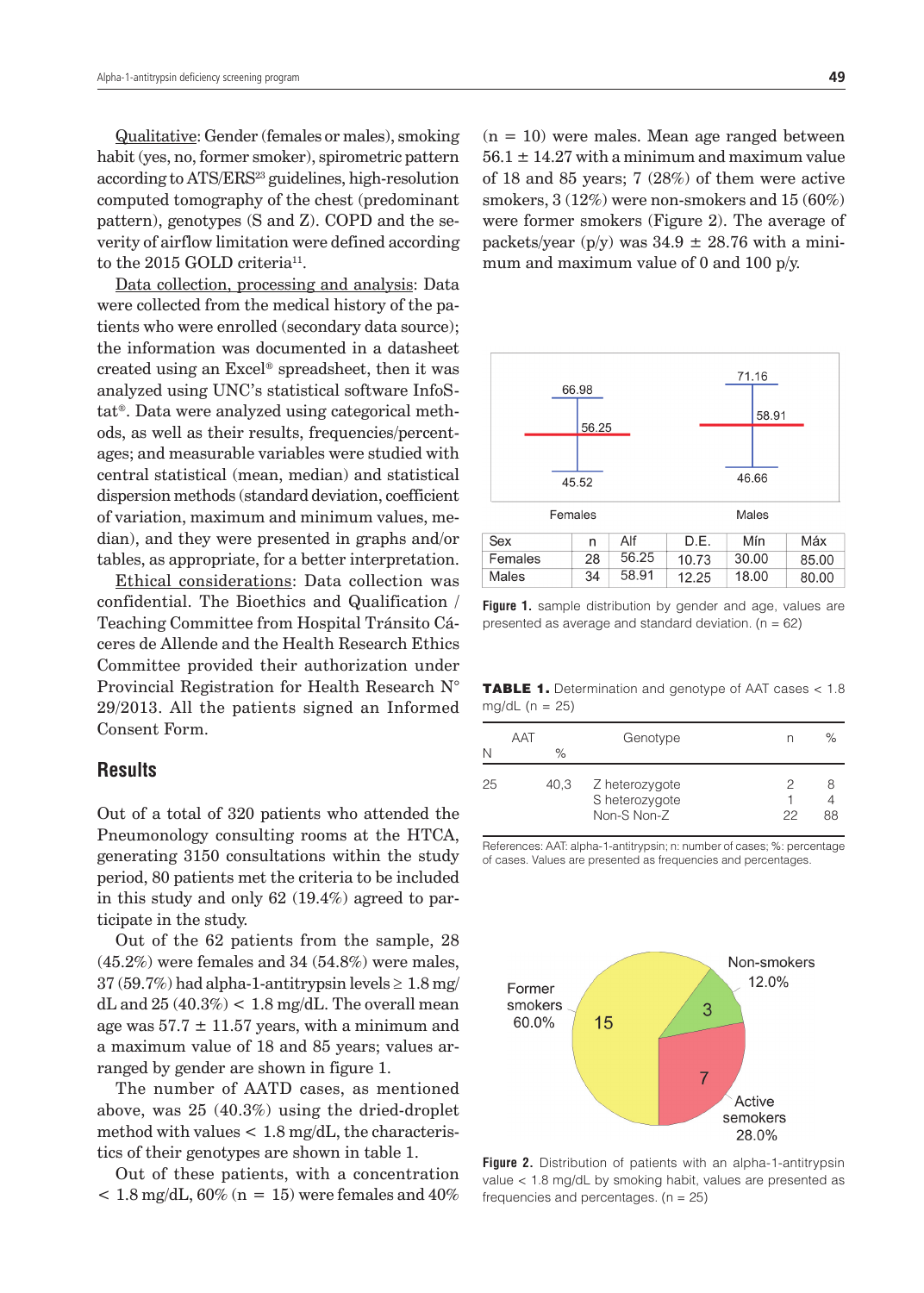Qualitative: Gender (females or males), smoking habit (yes, no, former smoker), spirometric pattern according to ATS/ERS[23] guidelines, high-resolution computed tomography of the chest (predominant pattern), genotypes (S and Z). COPD and the severity of airflow limitation were defined according to the 2015 GOLD criteria[11].

Data collection, processing and analysis: Data were collected from the medical history of the patients who were enrolled (secondary data source); the information was documented in a datasheet created using an Excel® spreadsheet, then it was analyzed using UNC's statistical software InfoStat®. Data were analyzed using categorical methods, as well as their results, frequencies/percentages; and measurable variables were studied with central statistical (mean, median) and statistical dispersion methods (standard deviation, coefficient of variation, maximum and minimum values, median), and they were presented in graphs and/or tables, as appropriate, for a better interpretation.

Ethical considerations: Data collection was confidential. The Bioethics and Qualification / Teaching Committee from Hospital Tránsito Cáceres de Allende and the Health Research Ethics Committee provided their authorization under Provincial Registration for Health Research N° 29/2013. All the patients signed an Informed Consent Form.

## Results

Out of a total of 320 patients who attended the Pneumonology consulting rooms at the HTCA, generating 3150 consultations within the study period, 80 patients met the criteria to be included in this study and only 62 (19.4%) agreed to participate in the study.

Out of the 62 patients from the sample, 28 (45.2%) were females and 34 (54.8%) were males, 37 (59.7%) had alpha-1-antitrypsin levels ≥ 1.8 mg/dL and 25 (40.3%) < 1.8 mg/dL. The overall mean age was 57.7 ± 11.57 years, with a minimum and a maximum value of 18 and 85 years; values arranged by gender are shown in figure 1.

The number of AATD cases, as mentioned above, was 25 (40.3%) using the dried-droplet method with values < 1.8 mg/dL, the characteristics of their genotypes are shown in table 1.

Out of these patients, with a concentration < 1.8 mg/dL, 60% (n = 15) were females and 40% (n = 10) were males. Mean age ranged between 56.1 ± 14.27 with a minimum and maximum value of 18 and 85 years; 7 (28%) of them were active smokers, 3 (12%) were non-smokers and 15 (60%) were former smokers (Figure 2). The average of packets/year (p/y) was 34.9 ± 28.76 with a minimum and maximum value of 0 and 100 p/y.

66.98
56.25
45.52
Females

71.16
58.91
46.66
Males

| Sex | n | Alf | D.E. | Mín | Máx |
|---|---|---|---|---|---|
| Females | 28 | 56.25 | 10.73 | 30.00 | 85.00 |
| Males | 34 | 58.91 | 12.25 | 18.00 | 80.00 |

**Figure 1.** sample distribution by gender and age, values are presented as average and standard deviation. (n = 62)

**TABLE 1.** Determination and genotype of AAT cases < 1.8 mg/dL (n = 25)

| AAT N | % | Genotype | n | % |
|---|---|---|---|---|
| 25 | 40,3 | Z heterozygote | 2 | 8 |
| | | S heterozygote | 1 | 4 |
| | | Non-S Non-Z | 22 | 88 |

References: AAT: alpha-1-antitrypsin; n: number of cases; %: percentage of cases. Values are presented as frequencies and percentages.

Former smokers 60.0%
15
Non-smokers 12.0%
3
7
Active semokers 28.0%

**Figure 2.** Distribution of patients with an alpha-1-antitrypsin value < 1.8 mg/dL by smoking habit, values are presented as frequencies and percentages. (n = 25)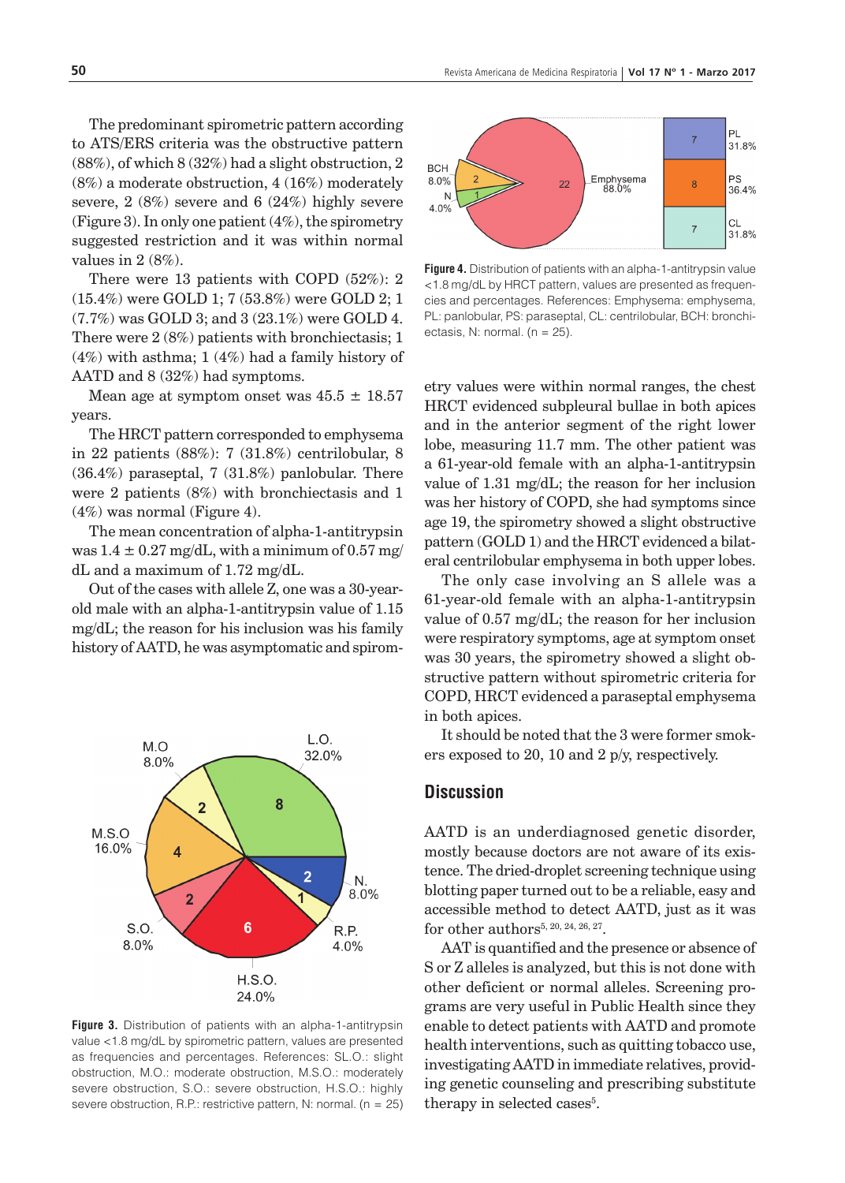The predominant spirometric pattern according to ATS/ERS criteria was the obstructive pattern (88%), of which 8 (32%) had a slight obstruction, 2 (8%) a moderate obstruction, 4 (16%) moderately severe, 2 (8%) severe and 6 (24%) highly severe (Figure 3). In only one patient (4%), the spirometry suggested restriction and it was within normal values in 2 (8%).

There were 13 patients with COPD (52%): 2 (15.4%) were GOLD 1; 7 (53.8%) were GOLD 2; 1 (7.7%) was GOLD 3; and 3 (23.1%) were GOLD 4. There were 2 (8%) patients with bronchiectasis; 1 (4%) with asthma; 1 (4%) had a family history of AATD and 8 (32%) had symptoms.

Mean age at symptom onset was 45.5 ± 18.57 years.

The HRCT pattern corresponded to emphysema in 22 patients (88%): 7 (31.8%) centrilobular, 8 (36.4%) paraseptal, 7 (31.8%) panlobular. There were 2 patients (8%) with bronchiectasis and 1 (4%) was normal (Figure 4).

The mean concentration of alpha-1-antitrypsin was 1.4 ± 0.27 mg/dL, with a minimum of 0.57 mg/dL and a maximum of 1.72 mg/dL.

Out of the cases with allele Z, one was a 30-year-old male with an alpha-1-antitrypsin value of 1.15 mg/dL; the reason for his inclusion was his family history of AATD, he was asymptomatic and spirometry values were within normal ranges, the chest HRCT evidenced subpleural bullae in both apices and in the anterior segment of the right lower lobe, measuring 11.7 mm. The other patient was a 61-year-old female with an alpha-1-antitrypsin value of 1.31 mg/dL; the reason for her inclusion was her history of COPD, she had symptoms since age 19, the spirometry showed a slight obstructive pattern (GOLD 1) and the HRCT evidenced a bilateral centrilobular emphysema in both upper lobes.

M.O
8.0%
2
L.O.
32.0%
8
M.S.O
16.0%
4
2
N.
8.0%
1
S.O.
8.0%
2
6
R.P.
4.0%
H.S.O.
24.0%

**Figure 3.** Distribution of patients with an alpha-1-antitrypsin value <1.8 mg/dL by spirometric pattern, values are presented as frequencies and percentages. References: SL.O.: slight obstruction, M.O.: moderate obstruction, M.S.O.: moderately severe obstruction, S.O.: severe obstruction, H.S.O.: highly severe obstruction, R.P.: restrictive pattern, N: normal. (n = 25)

BCH
8.0%
2
N
4.0%
1
22
Emphysema
88.0%
7
PL
31.8%
8
PS
36.4%
7
CL
31.8%

**Figure 4.** Distribution of patients with an alpha-1-antitrypsin value <1.8 mg/dL by HRCT pattern, values are presented as frequencies and percentages. References: Emphysema: emphysema, PL: panlobular, PS: paraseptal, CL: centrilobular, BCH: bronchiectasis, N: normal. (n = 25).

The only case involving an S allele was a 61-year-old female with an alpha-1-antitrypsin value of 0.57 mg/dL; the reason for her inclusion were respiratory symptoms, age at symptom onset was 30 years, the spirometry showed a slight obstructive pattern without spirometric criteria for COPD, HRCT evidenced a paraseptal emphysema in both apices.

It should be noted that the 3 were former smokers exposed to 20, 10 and 2 p/y, respectively.

## Discussion

AATD is an underdiagnosed genetic disorder, mostly because doctors are not aware of its existence. The dried-droplet screening technique using blotting paper turned out to be a reliable, easy and accessible method to detect AATD, just as it was for other authors[5, 20, 24, 26, 27].

AAT is quantified and the presence or absence of S or Z alleles is analyzed, but this is not done with other deficient or normal alleles. Screening programs are very useful in Public Health since they enable to detect patients with AATD and promote health interventions, such as quitting tobacco use, investigating AATD in immediate relatives, providing genetic counseling and prescribing substitute therapy in selected cases[5].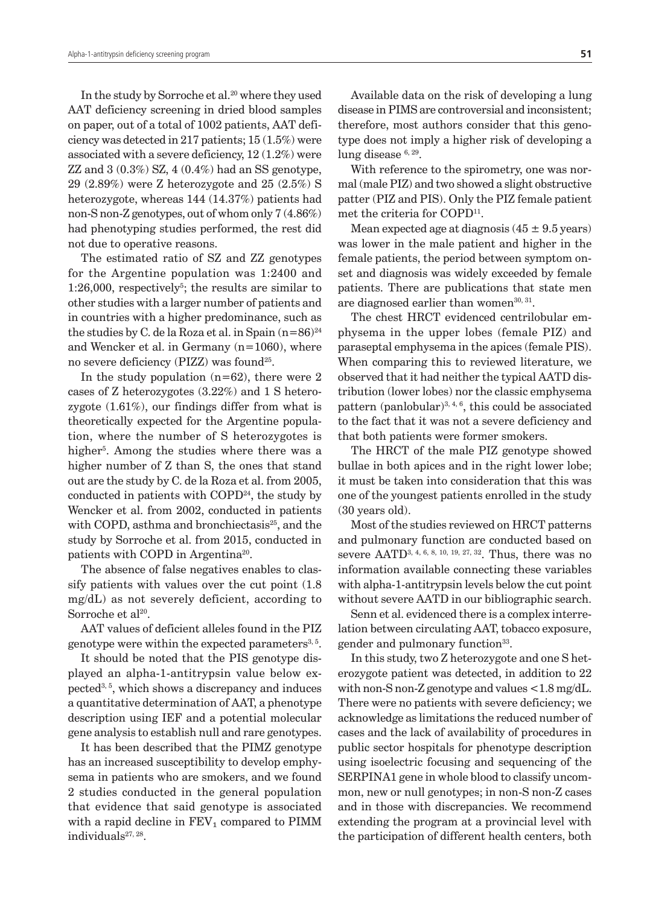In the study by Sorroche et al.[20] where they used AAT deficiency screening in dried blood samples on paper, out of a total of 1002 patients, AAT deficiency was detected in 217 patients; 15 (1.5%) were associated with a severe deficiency, 12 (1.2%) were ZZ and 3 (0.3%) SZ, 4 (0.4%) had an SS genotype, 29 (2.89%) were Z heterozygote and 25 (2.5%) S heterozygote, whereas 144 (14.37%) patients had non-S non-Z genotypes, out of whom only 7 (4.86%) had phenotyping studies performed, the rest did not due to operative reasons.

The estimated ratio of SZ and ZZ genotypes for the Argentine population was 1:2400 and 1:26,000, respectively[5]; the results are similar to other studies with a larger number of patients and in countries with a higher predominance, such as the studies by C. de la Roza et al. in Spain (n=86)[24] and Wencker et al. in Germany (n=1060), where no severe deficiency (PIZZ) was found[25].

In the study population (n=62), there were 2 cases of Z heterozygotes (3.22%) and 1 S heterozygote (1.61%), our findings differ from what is theoretically expected for the Argentine population, where the number of S heterozygotes is higher[5]. Among the studies where there was a higher number of Z than S, the ones that stand out are the study by C. de la Roza et al. from 2005, conducted in patients with COPD[24], the study by Wencker et al. from 2002, conducted in patients with COPD, asthma and bronchiectasis[25], and the study by Sorroche et al. from 2015, conducted in patients with COPD in Argentina[20].

The absence of false negatives enables to classify patients with values over the cut point (1.8 mg/dL) as not severely deficient, according to Sorroche et al[20].

AAT values of deficient alleles found in the PIZ genotype were within the expected parameters[3, 5].

It should be noted that the PIS genotype displayed an alpha-1-antitrypsin value below expected[3, 5], which shows a discrepancy and induces a quantitative determination of AAT, a phenotype description using IEF and a potential molecular gene analysis to establish null and rare genotypes.

It has been described that the PIMZ genotype has an increased susceptibility to develop emphysema in patients who are smokers, and we found 2 studies conducted in the general population that evidence that said genotype is associated with a rapid decline in $FEV_1$ compared to PIMM individuals[27, 28].

Available data on the risk of developing a lung disease in PIMS are controversial and inconsistent; therefore, most authors consider that this genotype does not imply a higher risk of developing a lung disease [6, 29].

With reference to the spirometry, one was normal (male PIZ) and two showed a slight obstructive patter (PIZ and PIS). Only the PIZ female patient met the criteria for COPD[11].

Mean expected age at diagnosis ($45 \pm 9.5$ years) was lower in the male patient and higher in the female patients, the period between symptom onset and diagnosis was widely exceeded by female patients. There are publications that state men are diagnosed earlier than women[30, 31].

The chest HRCT evidenced centrilobular emphysema in the upper lobes (female PIZ) and paraseptal emphysema in the apices (female PIS). When comparing this to reviewed literature, we observed that it had neither the typical AATD distribution (lower lobes) nor the classic emphysema pattern (panlobular)[3, 4, 6], this could be associated to the fact that it was not a severe deficiency and that both patients were former smokers.

The HRCT of the male PIZ genotype showed bullae in both apices and in the right lower lobe; it must be taken into consideration that this was one of the youngest patients enrolled in the study (30 years old).

Most of the studies reviewed on HRCT patterns and pulmonary function are conducted based on severe AATD[3, 4, 6, 8, 10, 19, 27, 32]. Thus, there was no information available connecting these variables with alpha-1-antitrypsin levels below the cut point without severe AATD in our bibliographic search.

Senn et al. evidenced there is a complex interrelation between circulating AAT, tobacco exposure, gender and pulmonary function[33].

In this study, two Z heterozygote and one S heterozygote patient was detected, in addition to 22 with non-S non-Z genotype and values <1.8 mg/dL. There were no patients with severe deficiency; we acknowledge as limitations the reduced number of cases and the lack of availability of procedures in public sector hospitals for phenotype description using isoelectric focusing and sequencing of the SERPINA1 gene in whole blood to classify uncommon, new or null genotypes; in non-S non-Z cases and in those with discrepancies. We recommend extending the program at a provincial level with the participation of different health centers, both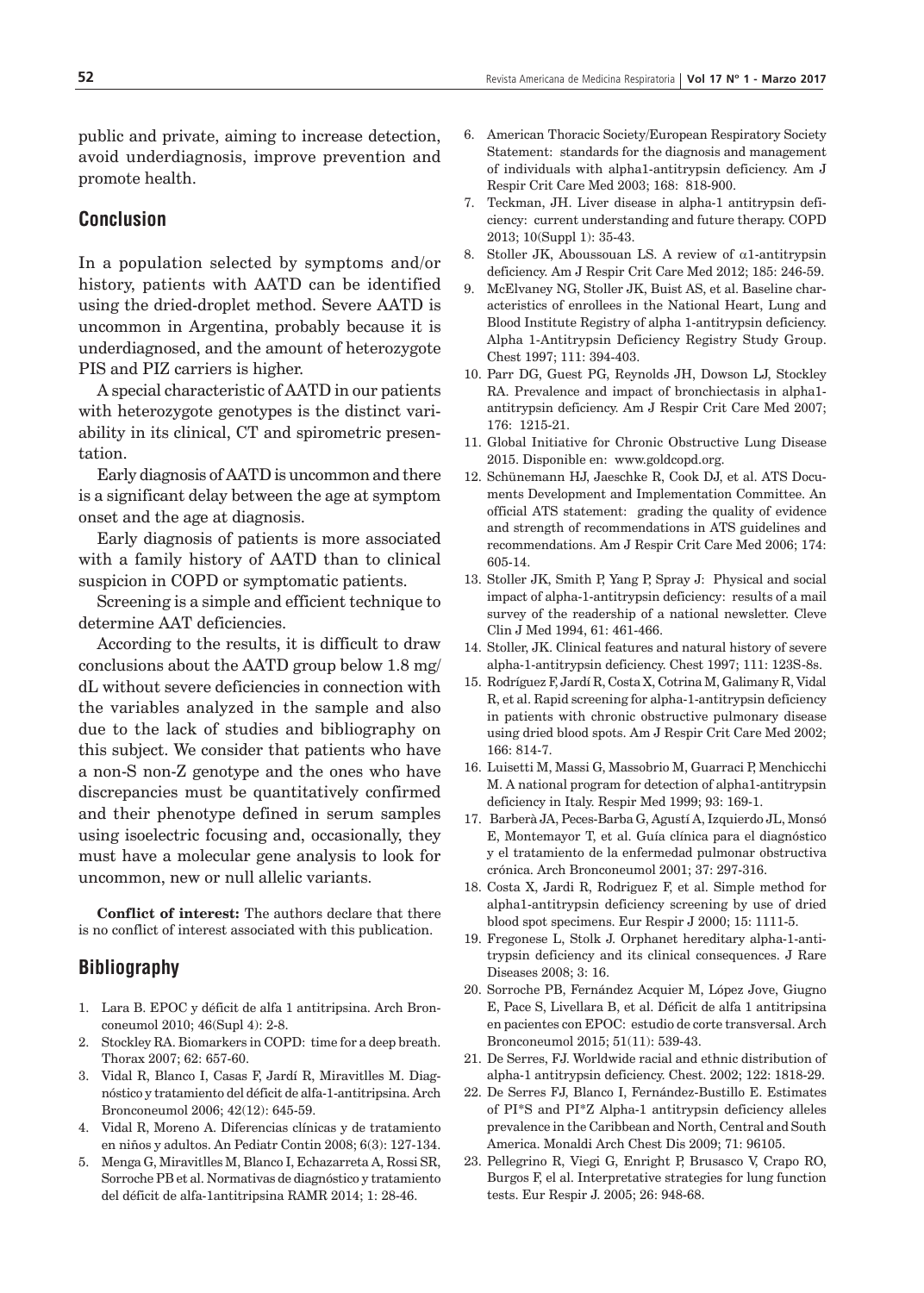public and private, aiming to increase detection, avoid underdiagnosis, improve prevention and promote health.

## Conclusion

In a population selected by symptoms and/or history, patients with AATD can be identified using the dried-droplet method. Severe AATD is uncommon in Argentina, probably because it is underdiagnosed, and the amount of heterozygote PIS and PIZ carriers is higher.

A special characteristic of AATD in our patients with heterozygote genotypes is the distinct variability in its clinical, CT and spirometric presentation.

Early diagnosis of AATD is uncommon and there is a significant delay between the age at symptom onset and the age at diagnosis.

Early diagnosis of patients is more associated with a family history of AATD than to clinical suspicion in COPD or symptomatic patients.

Screening is a simple and efficient technique to determine AAT deficiencies.

According to the results, it is difficult to draw conclusions about the AATD group below 1.8 mg/dL without severe deficiencies in connection with the variables analyzed in the sample and also due to the lack of studies and bibliography on this subject. We consider that patients who have a non-S non-Z genotype and the ones who have discrepancies must be quantitatively confirmed and their phenotype defined in serum samples using isoelectric focusing and, occasionally, they must have a molecular gene analysis to look for uncommon, new or null allelic variants.

**Conflict of interest:** The authors declare that there is no conflict of interest associated with this publication.

## Bibliography

1. Lara B. EPOC y déficit de alfa 1 antitripsina. Arch Bronconeumol 2010; 46(Supl 4): 2-8.
2. Stockley RA. Biomarkers in COPD: time for a deep breath. Thorax 2007; 62: 657-60.
3. Vidal R, Blanco I, Casas F, Jardí R, Miravitlles M. Diagnóstico y tratamiento del déficit de alfa-1-antitripsina. Arch Bronconeumol 2006; 42(12): 645-59.
4. Vidal R, Moreno A. Diferencias clínicas y de tratamiento en niños y adultos. An Pediatr Contin 2008; 6(3): 127-134.
5. Menga G, Miravitlles M, Blanco I, Echazarreta A, Rossi SR, Sorroche PB et al. Normativas de diagnóstico y tratamiento del déficit de alfa-1antitripsina RAMR 2014; 1: 28-46.
6. American Thoracic Society/European Respiratory Society Statement: standards for the diagnosis and management of individuals with alpha1-antitrypsin deficiency. Am J Respir Crit Care Med 2003; 168: 818-900.
7. Teckman, JH. Liver disease in alpha-1 antitrypsin deficiency: current understanding and future therapy. COPD 2013; 10(Suppl 1): 35-43.
8. Stoller JK, Aboussouan LS. A review of $\alpha$1-antitrypsin deficiency. Am J Respir Crit Care Med 2012; 185: 246-59.
9. McElvaney NG, Stoller JK, Buist AS, et al. Baseline characteristics of enrollees in the National Heart, Lung and Blood Institute Registry of alpha 1-antitrypsin deficiency. Alpha 1-Antitrypsin Deficiency Registry Study Group. Chest 1997; 111: 394-403.
10. Parr DG, Guest PG, Reynolds JH, Dowson LJ, Stockley RA. Prevalence and impact of bronchiectasis in alpha1-antitrypsin deficiency. Am J Respir Crit Care Med 2007; 176: 1215-21.
11. Global Initiative for Chronic Obstructive Lung Disease 2015. Disponible en: www.goldcopd.org.
12. Schünemann HJ, Jaeschke R, Cook DJ, et al. ATS Documents Development and Implementation Committee. An official ATS statement: grading the quality of evidence and strength of recommendations in ATS guidelines and recommendations. Am J Respir Crit Care Med 2006; 174: 605-14.
13. Stoller JK, Smith P, Yang P, Spray J: Physical and social impact of alpha-1-antitrypsin deficiency: results of a mail survey of the readership of a national newsletter. Cleve Clin J Med 1994, 61: 461-466.
14. Stoller, JK. Clinical features and natural history of severe alpha-1-antitrypsin deficiency. Chest 1997; 111: 123S-8s.
15. Rodríguez F, Jardí R, Costa X, Cotrina M, Galimany R, Vidal R, et al. Rapid screening for alpha-1-antitrypsin deficiency in patients with chronic obstructive pulmonary disease using dried blood spots. Am J Respir Crit Care Med 2002; 166: 814-7.
16. Luisetti M, Massi G, Massobrio M, Guarraci P, Menchicchi M. A national program for detection of alpha1-antitrypsin deficiency in Italy. Respir Med 1999; 93: 169-1.
17. Barberà JA, Peces-Barba G, Agustí A, Izquierdo JL, Monsó E, Montemayor T, et al. Guía clínica para el diagnóstico y el tratamiento de la enfermedad pulmonar obstructiva crónica. Arch Bronconeumol 2001; 37: 297-316.
18. Costa X, Jardi R, Rodriguez F, et al. Simple method for alpha1-antitrypsin deficiency screening by use of dried blood spot specimens. Eur Respir J 2000; 15: 1111-5.
19. Fregonese L, Stolk J. Orphanet hereditary alpha-1-antitrypsin deficiency and its clinical consequences. J Rare Diseases 2008; 3: 16.
20. Sorroche PB, Fernández Acquier M, López Jove, Giugno E, Pace S, Livellara B, et al. Déficit de alfa 1 antitripsina en pacientes con EPOC: estudio de corte transversal. Arch Bronconeumol 2015; 51(11): 539-43.
21. De Serres, FJ. Worldwide racial and ethnic distribution of alpha-1 antitrypsin deficiency. Chest. 2002; 122: 1818-29.
22. De Serres FJ, Blanco I, Fernández-Bustillo E. Estimates of PI*S and PI*Z Alpha-1 antitrypsin deficiency alleles prevalence in the Caribbean and North, Central and South America. Monaldi Arch Chest Dis 2009; 71: 96105.
23. Pellegrino R, Viegi G, Enright P, Brusasco V, Crapo RO, Burgos F, el al. Interpretative strategies for lung function tests. Eur Respir J. 2005; 26: 948-68.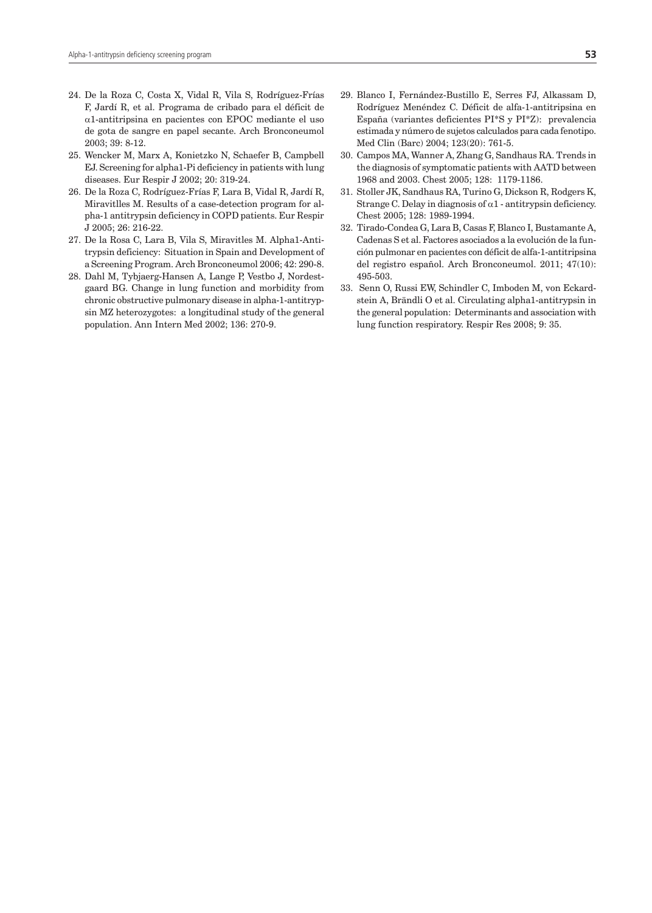24. De la Roza C, Costa X, Vidal R, Vila S, Rodríguez-Frías F, Jardí R, et al. Programa de cribado para el déficit de $\alpha$1-antitripsina en pacientes con EPOC mediante el uso de gota de sangre en papel secante. Arch Bronconeumol 2003; 39: 8-12.
25. Wencker M, Marx A, Konietzko N, Schaefer B, Campbell EJ. Screening for alpha1-Pi deficiency in patients with lung diseases. Eur Respir J 2002; 20: 319-24.
26. De la Roza C, Rodríguez-Frías F, Lara B, Vidal R, Jardí R, Miravitlles M. Results of a case-detection program for alpha-1 antitrypsin deficiency in COPD patients. Eur Respir J 2005; 26: 216-22.
27. De la Rosa C, Lara B, Vila S, Miravitles M. Alpha1-Antitrypsin deficiency: Situation in Spain and Development of a Screening Program. Arch Bronconeumol 2006; 42: 290-8.
28. Dahl M, Tybjaerg-Hansen A, Lange P, Vestbo J, Nordestgaard BG. Change in lung function and morbidity from chronic obstructive pulmonary disease in alpha-1-antitrypsin MZ heterozygotes: a longitudinal study of the general population. Ann Intern Med 2002; 136: 270-9.
29. Blanco I, Fernández-Bustillo E, Serres FJ, Alkassam D, Rodríguez Menéndez C. Déficit de alfa-1-antitripsina en España (variantes deficientes PI*S y PI*Z): prevalencia estimada y número de sujetos calculados para cada fenotipo. Med Clin (Barc) 2004; 123(20): 761-5.
30. Campos MA, Wanner A, Zhang G, Sandhaus RA. Trends in the diagnosis of symptomatic patients with AATD between 1968 and 2003. Chest 2005; 128: 1179-1186.
31. Stoller JK, Sandhaus RA, Turino G, Dickson R, Rodgers K, Strange C. Delay in diagnosis of $\alpha$1 - antitrypsin deficiency. Chest 2005; 128: 1989-1994.
32. Tirado-Condea G, Lara B, Casas F, Blanco I, Bustamante A, Cadenas S et al. Factores asociados a la evolución de la función pulmonar en pacientes con déficit de alfa-1-antitripsina del registro español. Arch Bronconeumol. 2011; 47(10): 495-503.
33. Senn O, Russi EW, Schindler C, Imboden M, von Eckardstein A, Brändli O et al. Circulating alpha1-antitrypsin in the general population: Determinants and association with lung function respiratory. Respir Res 2008; 9: 35.